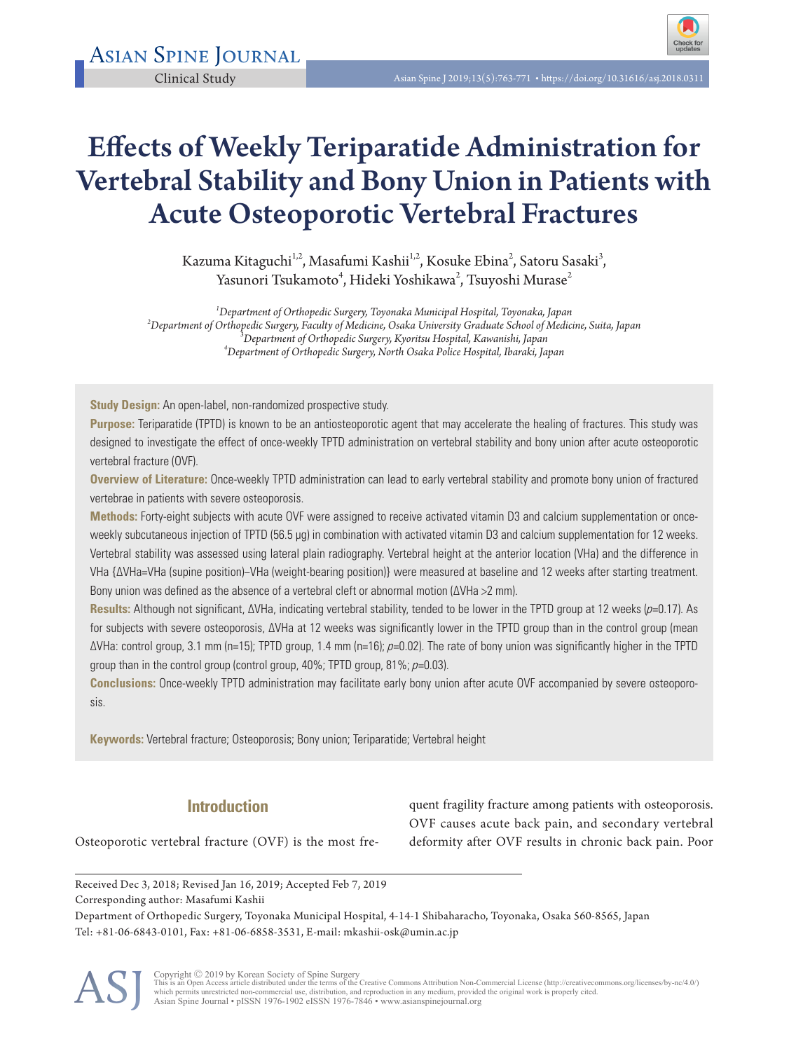Clinical Study

# Effects of Weekly Teriparatide Administration for Vertebral Stability and Bony Union in Patients with Acute Osteoporotic Vertebral Fractures

Kazuma Kitaguchi[1,2], Masafumi Kashii[1,2], Kosuke Ebina[2], Satoru Sasaki[3], Yasunori Tsukamoto[4], Hideki Yoshikawa[2], Tsuyoshi Murase[2]

[1]*Department of Orthopedic Surgery, Toyonaka Municipal Hospital, Toyonaka, Japan*
[2]*Department of Orthopedic Surgery, Faculty of Medicine, Osaka University Graduate School of Medicine, Suita, Japan*
[3]*Department of Orthopedic Surgery, Kyoritsu Hospital, Kawanishi, Japan*
[4]*Department of Orthopedic Surgery, North Osaka Police Hospital, Ibaraki, Japan*

**Study Design:** An open-label, non-randomized prospective study.

**Purpose:** Teriparatide (TPTD) is known to be an antiosteoporotic agent that may accelerate the healing of fractures. This study was designed to investigate the effect of once-weekly TPTD administration on vertebral stability and bony union after acute osteoporotic vertebral fracture (OVF).

**Overview of Literature:** Once-weekly TPTD administration can lead to early vertebral stability and promote bony union of fractured vertebrae in patients with severe osteoporosis.

**Methods:** Forty-eight subjects with acute OVF were assigned to receive activated vitamin D3 and calcium supplementation or once-weekly subcutaneous injection of TPTD (56.5 µg) in combination with activated vitamin D3 and calcium supplementation for 12 weeks. Vertebral stability was assessed using lateral plain radiography. Vertebral height at the anterior location (VHa) and the difference in VHa {ΔVHa=VHa (supine position)–VHa (weight-bearing position)} were measured at baseline and 12 weeks after starting treatment. Bony union was defined as the absence of a vertebral cleft or abnormal motion (ΔVHa >2 mm).

**Results:** Although not significant, ΔVHa, indicating vertebral stability, tended to be lower in the TPTD group at 12 weeks ($p$=0.17). As for subjects with severe osteoporosis, ΔVHa at 12 weeks was significantly lower in the TPTD group than in the control group (mean ΔVHa: control group, 3.1 mm (n=15); TPTD group, 1.4 mm (n=16); $p$=0.02). The rate of bony union was significantly higher in the TPTD group than in the control group (control group, 40%; TPTD group, 81%; $p$=0.03).

**Conclusions:** Once-weekly TPTD administration may facilitate early bony union after acute OVF accompanied by severe osteoporosis.

**Keywords:** Vertebral fracture; Osteoporosis; Bony union; Teriparatide; Vertebral height

## Introduction

Osteoporotic vertebral fracture (OVF) is the most frequent fragility fracture among patients with osteoporosis. OVF causes acute back pain, and secondary vertebral deformity after OVF results in chronic back pain. Poor

Received Dec 3, 2018; Revised Jan 16, 2019; Accepted Feb 7, 2019

Corresponding author: Masafumi Kashii

Department of Orthopedic Surgery, Toyonaka Municipal Hospital, 4-14-1 Shibaharacho, Toyonaka, Osaka 560-8565, Japan

Tel: +81-06-6843-0101, Fax: +81-06-6858-3531, E-mail: mkashii-osk@umin.ac.jp

Copyright © 2019 by Korean Society of Spine Surgery
This is an Open Access article distributed under the terms of the Creative Commons Attribution Non-Commercial License (http://creativecommons.org/licenses/by-nc/4.0/) which permits unrestricted non-commercial use, distribution, and reproduction in any medium, provided the original work is properly cited.
Asian Spine Journal • pISSN 1976-1902 eISSN 1976-7846 • www.asianspinejournal.org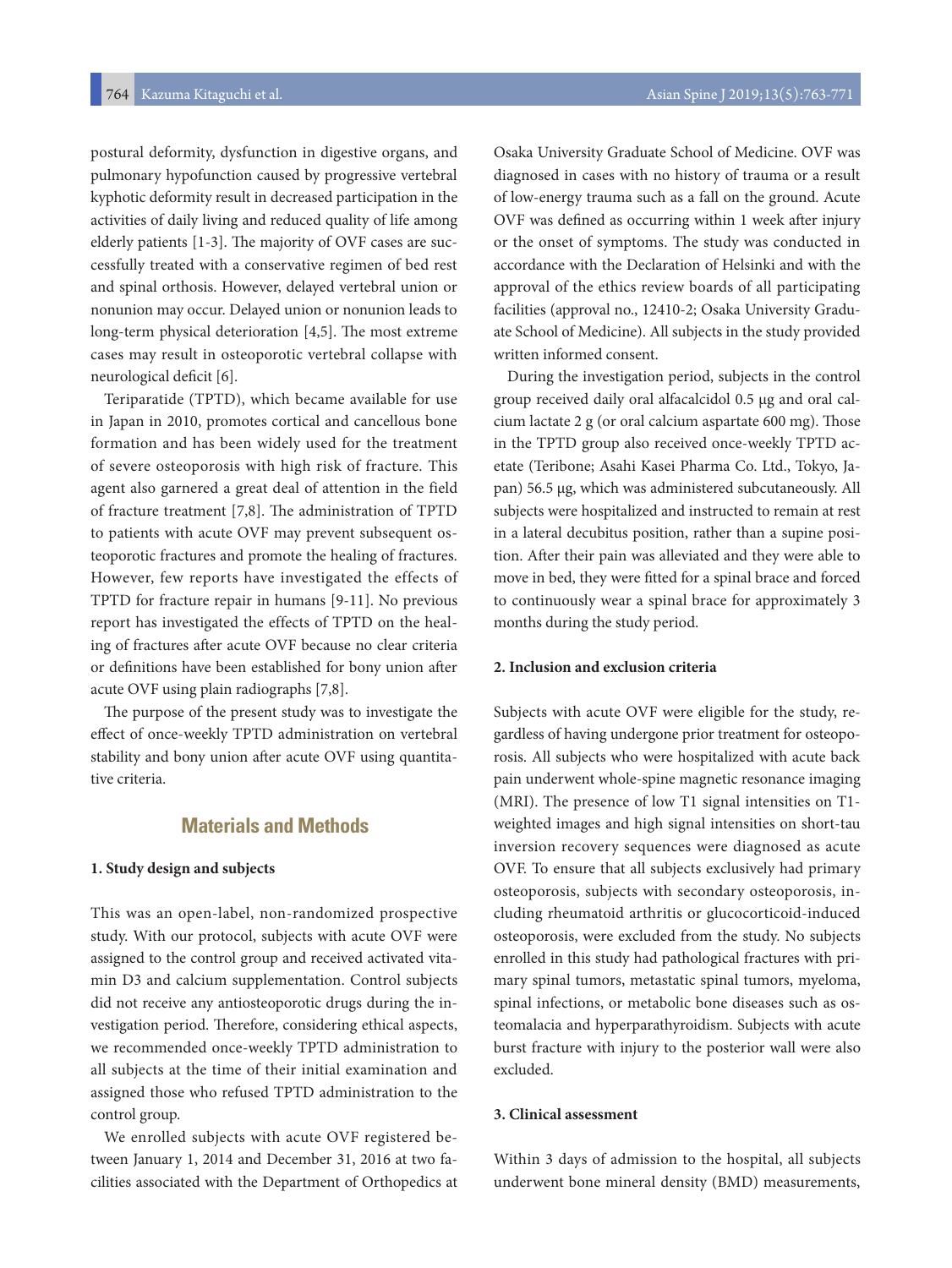postural deformity, dysfunction in digestive organs, and pulmonary hypofunction caused by progressive vertebral kyphotic deformity result in decreased participation in the activities of daily living and reduced quality of life among elderly patients [1-3]. The majority of OVF cases are successfully treated with a conservative regimen of bed rest and spinal orthosis. However, delayed vertebral union or nonunion may occur. Delayed union or nonunion leads to long-term physical deterioration [4,5]. The most extreme cases may result in osteoporotic vertebral collapse with neurological deficit [6].

Teriparatide (TPTD), which became available for use in Japan in 2010, promotes cortical and cancellous bone formation and has been widely used for the treatment of severe osteoporosis with high risk of fracture. This agent also garnered a great deal of attention in the field of fracture treatment [7,8]. The administration of TPTD to patients with acute OVF may prevent subsequent osteoporotic fractures and promote the healing of fractures. However, few reports have investigated the effects of TPTD for fracture repair in humans [9-11]. No previous report has investigated the effects of TPTD on the healing of fractures after acute OVF because no clear criteria or definitions have been established for bony union after acute OVF using plain radiographs [7,8].

The purpose of the present study was to investigate the effect of once-weekly TPTD administration on vertebral stability and bony union after acute OVF using quantitative criteria.

## Materials and Methods

### 1. Study design and subjects

This was an open-label, non-randomized prospective study. With our protocol, subjects with acute OVF were assigned to the control group and received activated vitamin D3 and calcium supplementation. Control subjects did not receive any antiosteoporotic drugs during the investigation period. Therefore, considering ethical aspects, we recommended once-weekly TPTD administration to all subjects at the time of their initial examination and assigned those who refused TPTD administration to the control group.

We enrolled subjects with acute OVF registered between January 1, 2014 and December 31, 2016 at two facilities associated with the Department of Orthopedics at Osaka University Graduate School of Medicine. OVF was diagnosed in cases with no history of trauma or a result of low-energy trauma such as a fall on the ground. Acute OVF was defined as occurring within 1 week after injury or the onset of symptoms. The study was conducted in accordance with the Declaration of Helsinki and with the approval of the ethics review boards of all participating facilities (approval no., 12410-2; Osaka University Graduate School of Medicine). All subjects in the study provided written informed consent.

During the investigation period, subjects in the control group received daily oral alfacalcidol 0.5 μg and oral calcium lactate 2 g (or oral calcium aspartate 600 mg). Those in the TPTD group also received once-weekly TPTD acetate (Teribone; Asahi Kasei Pharma Co. Ltd., Tokyo, Japan) 56.5 μg, which was administered subcutaneously. All subjects were hospitalized and instructed to remain at rest in a lateral decubitus position, rather than a supine position. After their pain was alleviated and they were able to move in bed, they were fitted for a spinal brace and forced to continuously wear a spinal brace for approximately 3 months during the study period.

### 2. Inclusion and exclusion criteria

Subjects with acute OVF were eligible for the study, regardless of having undergone prior treatment for osteoporosis. All subjects who were hospitalized with acute back pain underwent whole-spine magnetic resonance imaging (MRI). The presence of low T1 signal intensities on T1-weighted images and high signal intensities on short-tau inversion recovery sequences were diagnosed as acute OVF. To ensure that all subjects exclusively had primary osteoporosis, subjects with secondary osteoporosis, including rheumatoid arthritis or glucocorticoid-induced osteoporosis, were excluded from the study. No subjects enrolled in this study had pathological fractures with primary spinal tumors, metastatic spinal tumors, myeloma, spinal infections, or metabolic bone diseases such as osteomalacia and hyperparathyroidism. Subjects with acute burst fracture with injury to the posterior wall were also excluded.

### 3. Clinical assessment

Within 3 days of admission to the hospital, all subjects underwent bone mineral density (BMD) measurements,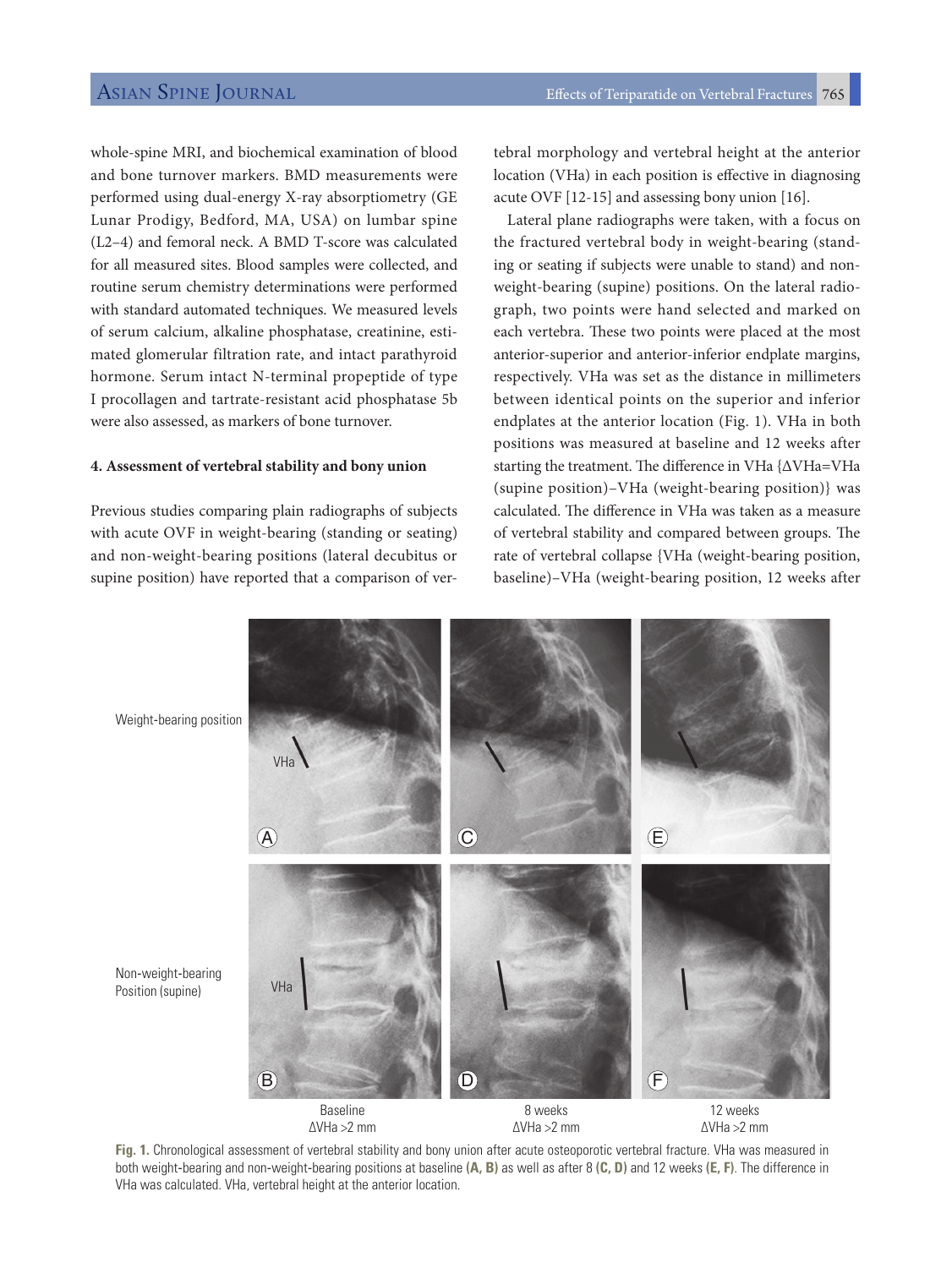whole-spine MRI, and biochemical examination of blood and bone turnover markers. BMD measurements were performed using dual-energy X-ray absorptiometry (GE Lunar Prodigy, Bedford, MA, USA) on lumbar spine (L2–4) and femoral neck. A BMD T-score was calculated for all measured sites. Blood samples were collected, and routine serum chemistry determinations were performed with standard automated techniques. We measured levels of serum calcium, alkaline phosphatase, creatinine, estimated glomerular filtration rate, and intact parathyroid hormone. Serum intact N-terminal propeptide of type I procollagen and tartrate-resistant acid phosphatase 5b were also assessed, as markers of bone turnover.

#### 4. Assessment of vertebral stability and bony union

Previous studies comparing plain radiographs of subjects with acute OVF in weight-bearing (standing or seating) and non-weight-bearing positions (lateral decubitus or supine position) have reported that a comparison of vertebral morphology and vertebral height at the anterior location (VHa) in each position is effective in diagnosing acute OVF [12-15] and assessing bony union [16].

Lateral plane radiographs were taken, with a focus on the fractured vertebral body in weight-bearing (standing or seating if subjects were unable to stand) and non-weight-bearing (supine) positions. On the lateral radiograph, two points were hand selected and marked on each vertebra. These two points were placed at the most anterior-superior and anterior-inferior endplate margins, respectively. VHa was set as the distance in millimeters between identical points on the superior and inferior endplates at the anterior location (Fig. 1). VHa in both positions was measured at baseline and 12 weeks after starting the treatment. The difference in VHa {ΔVHa=VHa (supine position)–VHa (weight-bearing position)} was calculated. The difference in VHa was taken as a measure of vertebral stability and compared between groups. The rate of vertebral collapse {VHa (weight-bearing position, baseline)–VHa (weight-bearing position, 12 weeks after

**Fig. 1.** Chronological assessment of vertebral stability and bony union after acute osteoporotic vertebral fracture. VHa was measured in both weight-bearing and non-weight-bearing positions at baseline **(A, B)** as well as after 8 **(C, D)** and 12 weeks **(E, F)**. The difference in VHa was calculated. VHa, vertebral height at the anterior location.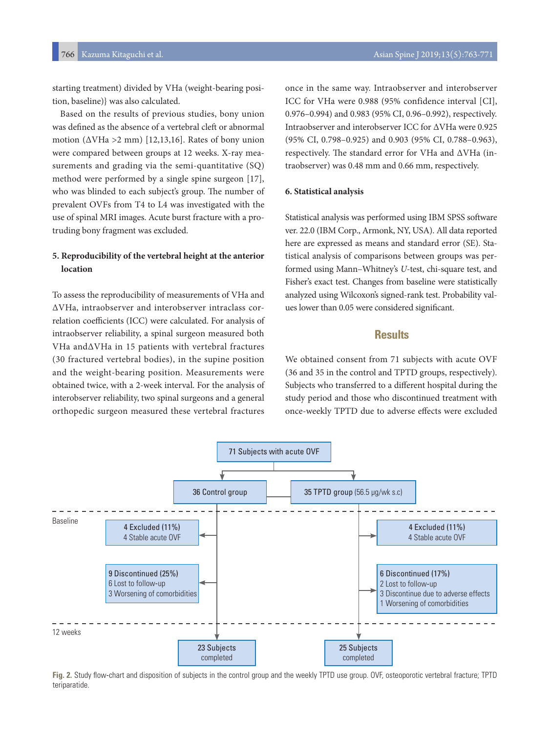starting treatment) divided by VHa (weight-bearing position, baseline)} was also calculated.

Based on the results of previous studies, bony union was defined as the absence of a vertebral cleft or abnormal motion (ΔVHa >2 mm) [12,13,16]. Rates of bony union were compared between groups at 12 weeks. X-ray measurements and grading via the semi-quantitative (SQ) method were performed by a single spine surgeon [17], who was blinded to each subject's group. The number of prevalent OVFs from T4 to L4 was investigated with the use of spinal MRI images. Acute burst fracture with a protruding bony fragment was excluded.

### 5. Reproducibility of the vertebral height at the anterior location

To assess the reproducibility of measurements of VHa and ΔVHa, intraobserver and interobserver intraclass correlation coefficients (ICC) were calculated. For analysis of intraobserver reliability, a spinal surgeon measured both VHa andΔVHa in 15 patients with vertebral fractures (30 fractured vertebral bodies), in the supine position and the weight-bearing position. Measurements were obtained twice, with a 2-week interval. For the analysis of interobserver reliability, two spinal surgeons and a general orthopedic surgeon measured these vertebral fractures once in the same way. Intraobserver and interobserver ICC for VHa were 0.988 (95% confidence interval [CI], 0.976–0.994) and 0.983 (95% CI, 0.96–0.992), respectively. Intraobserver and interobserver ICC for ΔVHa were 0.925 (95% CI, 0.798–0.925) and 0.903 (95% CI, 0.788–0.963), respectively. The standard error for VHa and ΔVHa (intraobserver) was 0.48 mm and 0.66 mm, respectively.

### 6. Statistical analysis

Statistical analysis was performed using IBM SPSS software ver. 22.0 (IBM Corp., Armonk, NY, USA). All data reported here are expressed as means and standard error (SE). Statistical analysis of comparisons between groups was performed using Mann–Whitney's *U*-test, chi-square test, and Fisher's exact test. Changes from baseline were statistically analyzed using Wilcoxon's signed-rank test. Probability values lower than 0.05 were considered significant.

## Results

We obtained consent from 71 subjects with acute OVF (36 and 35 in the control and TPTD groups, respectively). Subjects who transferred to a different hospital during the study period and those who discontinued treatment with once-weekly TPTD due to adverse effects were excluded

71 Subjects with acute OVF

36 Control group | 35 TPTD group (56.5 μg/wk s.c)

Baseline

4 Excluded (11%)
4 Stable acute OVF

4 Excluded (11%)
4 Stable acute OVF

9 Discontinued (25%)
6 Lost to follow-up
3 Worsening of comorbidities

6 Discontinued (17%)
2 Lost to follow-up
3 Discontinue due to adverse effects
1 Worsening of comorbidities

12 weeks

23 Subjects completed | 25 Subjects completed

**Fig. 2.** Study flow-chart and disposition of subjects in the control group and the weekly TPTD use group. OVF, osteoporotic vertebral fracture; TPTD teriparatide.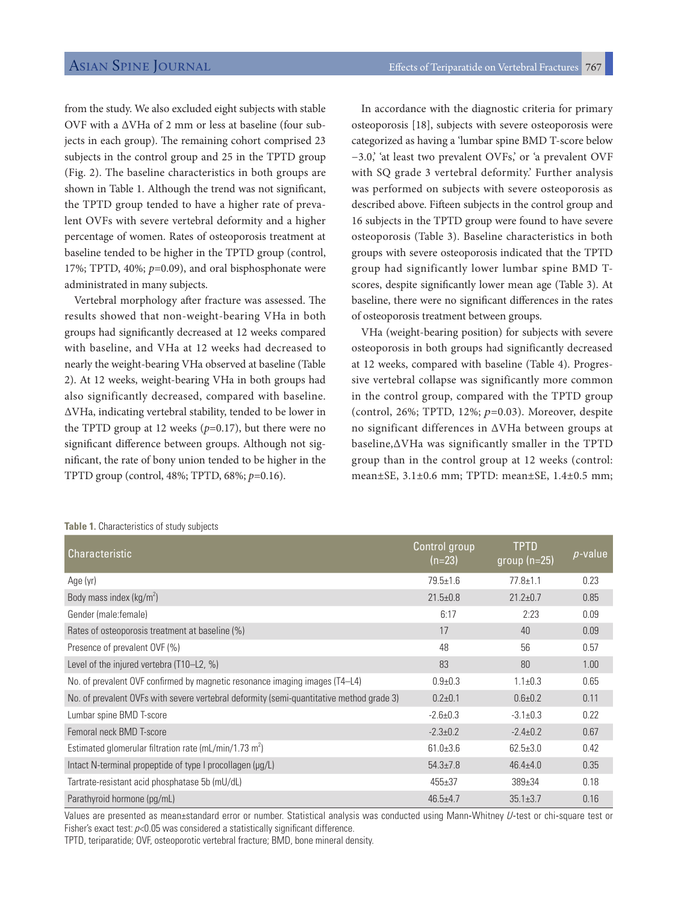from the study. We also excluded eight subjects with stable OVF with a ΔVHa of 2 mm or less at baseline (four subjects in each group). The remaining cohort comprised 23 subjects in the control group and 25 in the TPTD group (Fig. 2). The baseline characteristics in both groups are shown in Table 1. Although the trend was not significant, the TPTD group tended to have a higher rate of prevalent OVFs with severe vertebral deformity and a higher percentage of women. Rates of osteoporosis treatment at baseline tended to be higher in the TPTD group (control, 17%; TPTD, 40%; $p$=0.09), and oral bisphosphonate were administrated in many subjects.

Vertebral morphology after fracture was assessed. The results showed that non-weight-bearing VHa in both groups had significantly decreased at 12 weeks compared with baseline, and VHa at 12 weeks had decreased to nearly the weight-bearing VHa observed at baseline (Table 2). At 12 weeks, weight-bearing VHa in both groups had also significantly decreased, compared with baseline. ΔVHa, indicating vertebral stability, tended to be lower in the TPTD group at 12 weeks ($p$=0.17), but there were no significant difference between groups. Although not significant, the rate of bony union tended to be higher in the TPTD group (control, 48%; TPTD, 68%; $p$=0.16).

In accordance with the diagnostic criteria for primary osteoporosis [18], subjects with severe osteoporosis were categorized as having a 'lumbar spine BMD T-score below −3.0,' 'at least two prevalent OVFs,' or 'a prevalent OVF with SQ grade 3 vertebral deformity.' Further analysis was performed on subjects with severe osteoporosis as described above. Fifteen subjects in the control group and 16 subjects in the TPTD group were found to have severe osteoporosis (Table 3). Baseline characteristics in both groups with severe osteoporosis indicated that the TPTD group had significantly lower lumbar spine BMD T-scores, despite significantly lower mean age (Table 3). At baseline, there were no significant differences in the rates of osteoporosis treatment between groups.

VHa (weight-bearing position) for subjects with severe osteoporosis in both groups had significantly decreased at 12 weeks, compared with baseline (Table 4). Progressive vertebral collapse was significantly more common in the control group, compared with the TPTD group (control, 26%; TPTD, 12%; $p$=0.03). Moreover, despite no significant differences in ΔVHa between groups at baseline,ΔVHa was significantly smaller in the TPTD group than in the control group at 12 weeks (control: mean±SE, 3.1±0.6 mm; TPTD: mean±SE, 1.4±0.5 mm;

**Table 1.** Characteristics of study subjects

| Characteristic | Control group (n=23) | TPTD group (n=25) | $p$-value |
|---|---|---|---|
| Age (yr) | 79.5±1.6 | 77.8±1.1 | 0.23 |
| Body mass index (kg/m$^2$) | 21.5±0.8 | 21.2±0.7 | 0.85 |
| Gender (male:female) | 6:17 | 2:23 | 0.09 |
| Rates of osteoporosis treatment at baseline (%) | 17 | 40 | 0.09 |
| Presence of prevalent OVF (%) | 48 | 56 | 0.57 |
| Level of the injured vertebra (T10–L2, %) | 83 | 80 | 1.00 |
| No. of prevalent OVF confirmed by magnetic resonance imaging images (T4–L4) | 0.9±0.3 | 1.1±0.3 | 0.65 |
| No. of prevalent OVFs with severe vertebral deformity (semi-quantitative method grade 3) | 0.2±0.1 | 0.6±0.2 | 0.11 |
| Lumbar spine BMD T-score | -2.6±0.3 | -3.1±0.3 | 0.22 |
| Femoral neck BMD T-score | -2.3±0.2 | -2.4±0.2 | 0.67 |
| Estimated glomerular filtration rate (mL/min/1.73 m$^2$) | 61.0±3.6 | 62.5±3.0 | 0.42 |
| Intact N-terminal propeptide of type I procollagen (μg/L) | 54.3±7.8 | 46.4±4.0 | 0.35 |
| Tartrate-resistant acid phosphatase 5b (mU/dL) | 455±37 | 389±34 | 0.18 |
| Parathyroid hormone (pg/mL) | 46.5±4.7 | 35.1±3.7 | 0.16 |

Values are presented as mean±standard error or number. Statistical analysis was conducted using Mann-Whitney $U$-test or chi-square test or Fisher's exact test: $p$<0.05 was considered a statistically significant difference.

TPTD, teriparatide; OVF, osteoporotic vertebral fracture; BMD, bone mineral density.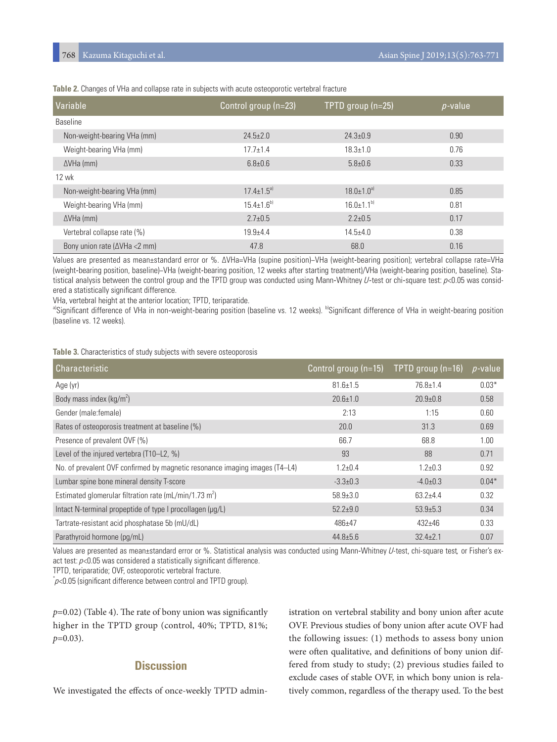**Table 2.** Changes of VHa and collapse rate in subjects with acute osteoporotic vertebral fracture

| Variable | Control group (n=23) | TPTD group (n=25) | *p*-value |
|---|---|---|---|
| Baseline | | | |
| Non-weight-bearing VHa (mm) | 24.5±2.0 | 24.3±0.9 | 0.90 |
| Weight-bearing VHa (mm) | 17.7±1.4 | 18.3±1.0 | 0.76 |
| ΔVHa (mm) | 6.8±0.6 | 5.8±0.6 | 0.33 |
| 12 wk | | | |
| Non-weight-bearing VHa (mm) | 17.4±1.5[a] | 18.0±1.0[a] | 0.85 |
| Weight-bearing VHa (mm) | 15.4±1.6[b] | 16.0±1.1[b] | 0.81 |
| ΔVHa (mm) | 2.7±0.5 | 2.2±0.5 | 0.17 |
| Vertebral collapse rate (%) | 19.9±4.4 | 14.5±4.0 | 0.38 |
| Bony union rate (ΔVHa <2 mm) | 47.8 | 68.0 | 0.16 |

Values are presented as mean±standard error or %. ΔVHa=VHa (supine position)–VHa (weight-bearing position); vertebral collapse rate=VHa (weight-bearing position, baseline)–VHa (weight-bearing position, 12 weeks after starting treatment)/VHa (weight-bearing position, baseline). Statistical analysis between the control group and the TPTD group was conducted using Mann-Whitney *U*-test or chi-square test: $p<0.05$ was considered a statistically significant difference.

VHa, vertebral height at the anterior location; TPTD, teriparatide.

[a]Significant difference of VHa in non-weight-bearing position (baseline vs. 12 weeks). [b]Significant difference of VHa in weight-bearing position (baseline vs. 12 weeks).

**Table 3.** Characteristics of study subjects with severe osteoporosis

| Characteristic | Control group (n=15) | TPTD group (n=16) | *p*-value |
|---|---|---|---|
| Age (yr) | 81.6±1.5 | 76.8±1.4 | 0.03* |
| Body mass index (kg/m$^2$) | 20.6±1.0 | 20.9±0.8 | 0.58 |
| Gender (male:female) | 2:13 | 1:15 | 0.60 |
| Rates of osteoporosis treatment at baseline (%) | 20.0 | 31.3 | 0.69 |
| Presence of prevalent OVF (%) | 66.7 | 68.8 | 1.00 |
| Level of the injured vertebra (T10–L2, %) | 93 | 88 | 0.71 |
| No. of prevalent OVF confirmed by magnetic resonance imaging images (T4–L4) | 1.2±0.4 | 1.2±0.3 | 0.92 |
| Lumbar spine bone mineral density T-score | -3.3±0.3 | -4.0±0.3 | 0.04* |
| Estimated glomerular filtration rate (mL/min/1.73 m$^2$) | 58.9±3.0 | 63.2±4.4 | 0.32 |
| Intact N-terminal propeptide of type I procollagen (μg/L) | 52.2±9.0 | 53.9±5.3 | 0.34 |
| Tartrate-resistant acid phosphatase 5b (mU/dL) | 486±47 | 432±46 | 0.33 |
| Parathyroid hormone (pg/mL) | 44.8±5.6 | 32.4±2.1 | 0.07 |

Values are presented as mean±standard error or %. Statistical analysis was conducted using Mann-Whitney *U*-test, chi-square test, or Fisher's exact test: $p<0.05$ was considered a statistically significant difference.

TPTD, teriparatide; OVF, osteoporotic vertebral fracture.

*$p<0.05$ (significant difference between control and TPTD group).

$p=0.02$) (Table 4). The rate of bony union was significantly higher in the TPTD group (control, 40%; TPTD, 81%; $p=0.03$).

## Discussion

We investigated the effects of once-weekly TPTD administration on vertebral stability and bony union after acute OVF. Previous studies of bony union after acute OVF had the following issues: (1) methods to assess bony union were often qualitative, and definitions of bony union differed from study to study; (2) previous studies failed to exclude cases of stable OVF, in which bony union is relatively common, regardless of the therapy used. To the best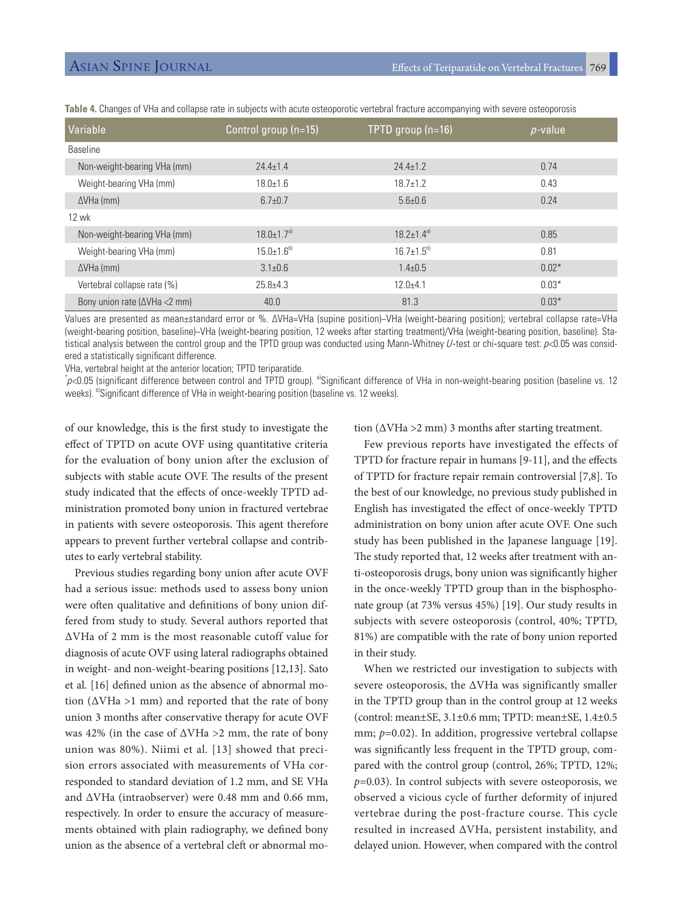**Table 4.** Changes of VHa and collapse rate in subjects with acute osteoporotic vertebral fracture accompanying with severe osteoporosis

| Variable | Control group (n=15) | TPTD group (n=16) | *p*-value |
|---|---|---|---|
| Baseline | | | |
| Non-weight-bearing VHa (mm) | 24.4±1.4 | 24.4±1.2 | 0.74 |
| Weight-bearing VHa (mm) | 18.0±1.6 | 18.7±1.2 | 0.43 |
| ΔVHa (mm) | 6.7±0.7 | 5.6±0.6 | 0.24 |
| 12 wk | | | |
| Non-weight-bearing VHa (mm) | 18.0±1.7[a)] | 18.2±1.4[a)] | 0.85 |
| Weight-bearing VHa (mm) | 15.0±1.6[b)] | 16.7±1.5[b)] | 0.81 |
| ΔVHa (mm) | 3.1±0.6 | 1.4±0.5 | 0.02* |
| Vertebral collapse rate (%) | 25.8±4.3 | 12.0±4.1 | 0.03* |
| Bony union rate (ΔVHa <2 mm) | 40.0 | 81.3 | 0.03* |

Values are presented as mean±standard error or %. ΔVHa=VHa (supine position)–VHa (weight-bearing position); vertebral collapse rate=VHa (weight-bearing position, baseline)–VHa (weight-bearing position, 12 weeks after starting treatment)/VHa (weight-bearing position, baseline). Statistical analysis between the control group and the TPTD group was conducted using Mann-Whitney *U*-test or chi-square test: $p<0.05$ was considered a statistically significant difference.

VHa, vertebral height at the anterior location; TPTD teriparatide.

*$p<0.05$ (significant difference between control and TPTD group). [a)]Significant difference of VHa in non-weight-bearing position (baseline vs. 12 weeks). [b)]Significant difference of VHa in weight-bearing position (baseline vs. 12 weeks).

of our knowledge, this is the first study to investigate the effect of TPTD on acute OVF using quantitative criteria for the evaluation of bony union after the exclusion of subjects with stable acute OVF. The results of the present study indicated that the effects of once-weekly TPTD administration promoted bony union in fractured vertebrae in patients with severe osteoporosis. This agent therefore appears to prevent further vertebral collapse and contributes to early vertebral stability.

Previous studies regarding bony union after acute OVF had a serious issue: methods used to assess bony union were often qualitative and definitions of bony union differed from study to study. Several authors reported that ΔVHa of 2 mm is the most reasonable cutoff value for diagnosis of acute OVF using lateral radiographs obtained in weight- and non-weight-bearing positions [12,13]. Sato et al. [16] defined union as the absence of abnormal motion (ΔVHa >1 mm) and reported that the rate of bony union 3 months after conservative therapy for acute OVF was 42% (in the case of ΔVHa >2 mm, the rate of bony union was 80%). Niimi et al. [13] showed that precision errors associated with measurements of VHa corresponded to standard deviation of 1.2 mm, and SE VHa and ΔVHa (intraobserver) were 0.48 mm and 0.66 mm, respectively. In order to ensure the accuracy of measurements obtained with plain radiography, we defined bony union as the absence of a vertebral cleft or abnormal motion (ΔVHa >2 mm) 3 months after starting treatment.

Few previous reports have investigated the effects of TPTD for fracture repair in humans [9-11], and the effects of TPTD for fracture repair remain controversial [7,8]. To the best of our knowledge, no previous study published in English has investigated the effect of once-weekly TPTD administration on bony union after acute OVF. One such study has been published in the Japanese language [19]. The study reported that, 12 weeks after treatment with anti-osteoporosis drugs, bony union was significantly higher in the once-weekly TPTD group than in the bisphosphonate group (at 73% versus 45%) [19]. Our study results in subjects with severe osteoporosis (control, 40%; TPTD, 81%) are compatible with the rate of bony union reported in their study.

When we restricted our investigation to subjects with severe osteoporosis, the ΔVHa was significantly smaller in the TPTD group than in the control group at 12 weeks (control: mean±SE, 3.1±0.6 mm; TPTD: mean±SE, 1.4±0.5 mm; $p=0.02$). In addition, progressive vertebral collapse was significantly less frequent in the TPTD group, compared with the control group (control, 26%; TPTD, 12%; $p=0.03$). In control subjects with severe osteoporosis, we observed a vicious cycle of further deformity of injured vertebrae during the post-fracture course. This cycle resulted in increased ΔVHa, persistent instability, and delayed union. However, when compared with the control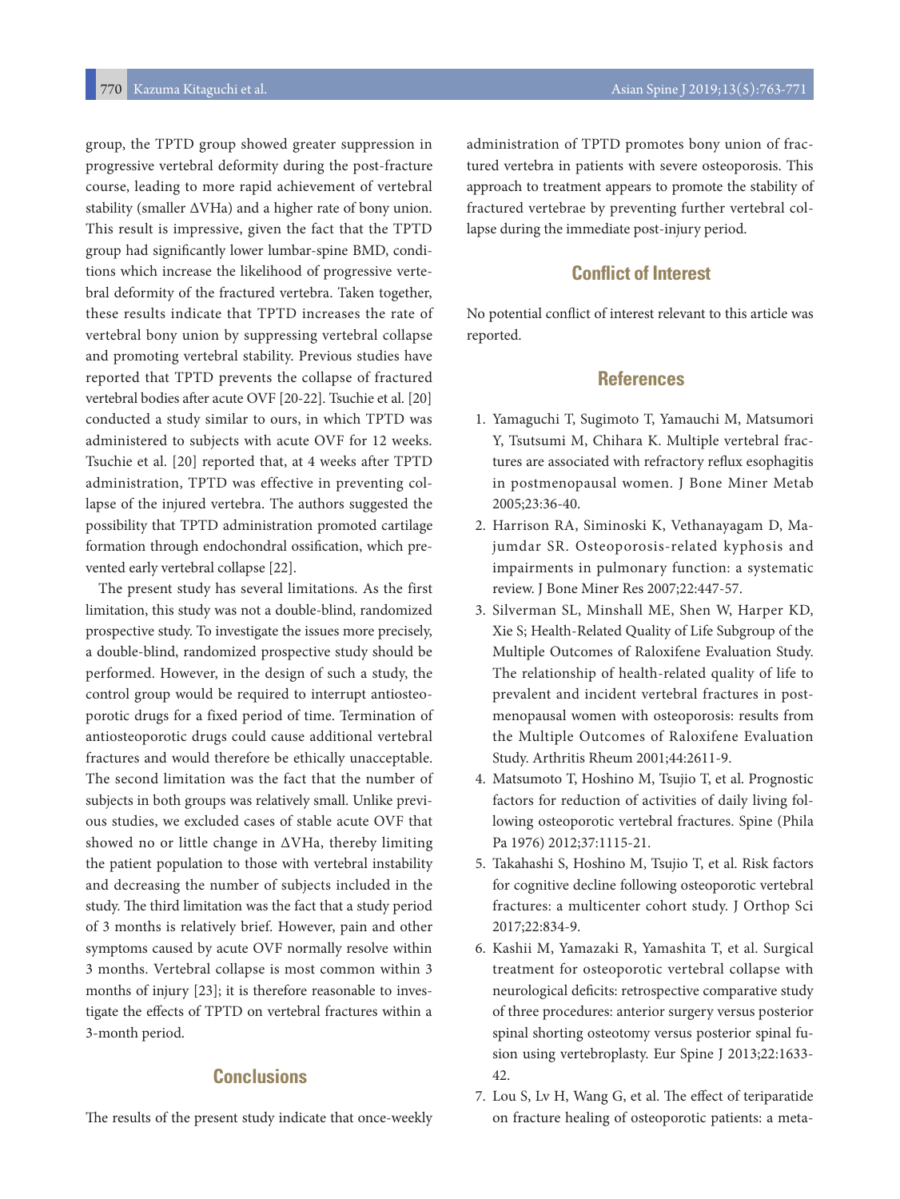group, the TPTD group showed greater suppression in progressive vertebral deformity during the post-fracture course, leading to more rapid achievement of vertebral stability (smaller ΔVHa) and a higher rate of bony union. This result is impressive, given the fact that the TPTD group had significantly lower lumbar-spine BMD, conditions which increase the likelihood of progressive vertebral deformity of the fractured vertebra. Taken together, these results indicate that TPTD increases the rate of vertebral bony union by suppressing vertebral collapse and promoting vertebral stability. Previous studies have reported that TPTD prevents the collapse of fractured vertebral bodies after acute OVF [20-22]. Tsuchie et al. [20] conducted a study similar to ours, in which TPTD was administered to subjects with acute OVF for 12 weeks. Tsuchie et al. [20] reported that, at 4 weeks after TPTD administration, TPTD was effective in preventing collapse of the injured vertebra. The authors suggested the possibility that TPTD administration promoted cartilage formation through endochondral ossification, which prevented early vertebral collapse [22].

The present study has several limitations. As the first limitation, this study was not a double-blind, randomized prospective study. To investigate the issues more precisely, a double-blind, randomized prospective study should be performed. However, in the design of such a study, the control group would be required to interrupt antiosteoporotic drugs for a fixed period of time. Termination of antiosteoporotic drugs could cause additional vertebral fractures and would therefore be ethically unacceptable. The second limitation was the fact that the number of subjects in both groups was relatively small. Unlike previous studies, we excluded cases of stable acute OVF that showed no or little change in ΔVHa, thereby limiting the patient population to those with vertebral instability and decreasing the number of subjects included in the study. The third limitation was the fact that a study period of 3 months is relatively brief. However, pain and other symptoms caused by acute OVF normally resolve within 3 months. Vertebral collapse is most common within 3 months of injury [23]; it is therefore reasonable to investigate the effects of TPTD on vertebral fractures within a 3-month period.

## Conclusions

The results of the present study indicate that once-weekly administration of TPTD promotes bony union of fractured vertebra in patients with severe osteoporosis. This approach to treatment appears to promote the stability of fractured vertebrae by preventing further vertebral collapse during the immediate post-injury period.

## Conflict of Interest

No potential conflict of interest relevant to this article was reported.

## References

1. Yamaguchi T, Sugimoto T, Yamauchi M, Matsumori Y, Tsutsumi M, Chihara K. Multiple vertebral fractures are associated with refractory reflux esophagitis in postmenopausal women. J Bone Miner Metab 2005;23:36-40.
2. Harrison RA, Siminoski K, Vethanayagam D, Majumdar SR. Osteoporosis-related kyphosis and impairments in pulmonary function: a systematic review. J Bone Miner Res 2007;22:447-57.
3. Silverman SL, Minshall ME, Shen W, Harper KD, Xie S; Health-Related Quality of Life Subgroup of the Multiple Outcomes of Raloxifene Evaluation Study. The relationship of health-related quality of life to prevalent and incident vertebral fractures in postmenopausal women with osteoporosis: results from the Multiple Outcomes of Raloxifene Evaluation Study. Arthritis Rheum 2001;44:2611-9.
4. Matsumoto T, Hoshino M, Tsujio T, et al. Prognostic factors for reduction of activities of daily living following osteoporotic vertebral fractures. Spine (Phila Pa 1976) 2012;37:1115-21.
5. Takahashi S, Hoshino M, Tsujio T, et al. Risk factors for cognitive decline following osteoporotic vertebral fractures: a multicenter cohort study. J Orthop Sci 2017;22:834-9.
6. Kashii M, Yamazaki R, Yamashita T, et al. Surgical treatment for osteoporotic vertebral collapse with neurological deficits: retrospective comparative study of three procedures: anterior surgery versus posterior spinal shorting osteotomy versus posterior spinal fusion using vertebroplasty. Eur Spine J 2013;22:1633-42.
7. Lou S, Lv H, Wang G, et al. The effect of teriparatide on fracture healing of osteoporotic patients: a meta-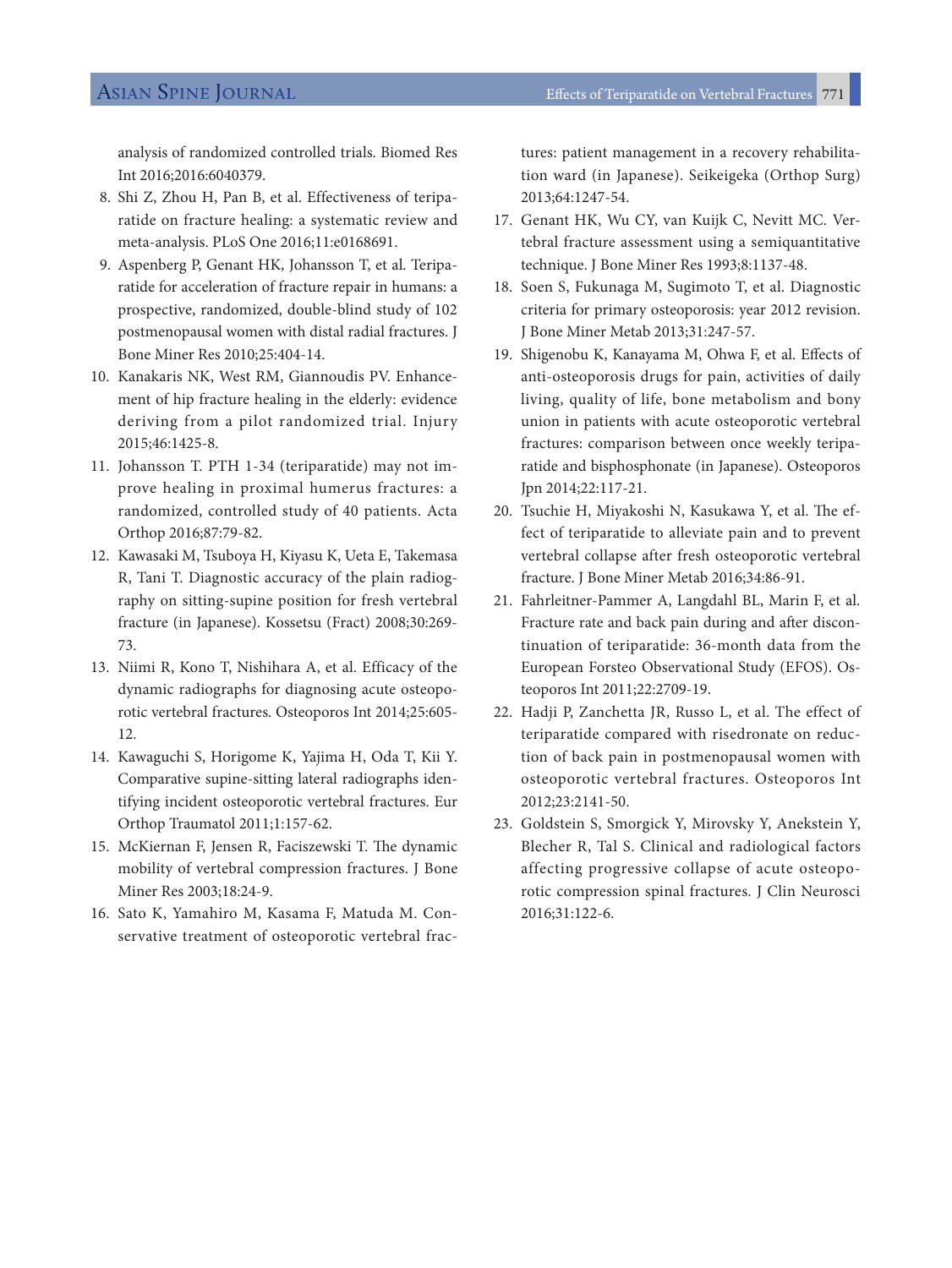analysis of randomized controlled trials. Biomed Res Int 2016;2016:6040379.

8. Shi Z, Zhou H, Pan B, et al. Effectiveness of teriparatide on fracture healing: a systematic review and meta-analysis. PLoS One 2016;11:e0168691.
9. Aspenberg P, Genant HK, Johansson T, et al. Teriparatide for acceleration of fracture repair in humans: a prospective, randomized, double-blind study of 102 postmenopausal women with distal radial fractures. J Bone Miner Res 2010;25:404-14.
10. Kanakaris NK, West RM, Giannoudis PV. Enhancement of hip fracture healing in the elderly: evidence deriving from a pilot randomized trial. Injury 2015;46:1425-8.
11. Johansson T. PTH 1-34 (teriparatide) may not improve healing in proximal humerus fractures: a randomized, controlled study of 40 patients. Acta Orthop 2016;87:79-82.
12. Kawasaki M, Tsuboya H, Kiyasu K, Ueta E, Takemasa R, Tani T. Diagnostic accuracy of the plain radiography on sitting-supine position for fresh vertebral fracture (in Japanese). Kossetsu (Fract) 2008;30:269-73.
13. Niimi R, Kono T, Nishihara A, et al. Efficacy of the dynamic radiographs for diagnosing acute osteoporotic vertebral fractures. Osteoporos Int 2014;25:605-12.
14. Kawaguchi S, Horigome K, Yajima H, Oda T, Kii Y. Comparative supine-sitting lateral radiographs identifying incident osteoporotic vertebral fractures. Eur Orthop Traumatol 2011;1:157-62.
15. McKiernan F, Jensen R, Faciszewski T. The dynamic mobility of vertebral compression fractures. J Bone Miner Res 2003;18:24-9.
16. Sato K, Yamahiro M, Kasama F, Matuda M. Conservative treatment of osteoporotic vertebral fractures: patient management in a recovery rehabilitation ward (in Japanese). Seikeigeka (Orthop Surg) 2013;64:1247-54.
17. Genant HK, Wu CY, van Kuijk C, Nevitt MC. Vertebral fracture assessment using a semiquantitative technique. J Bone Miner Res 1993;8:1137-48.
18. Soen S, Fukunaga M, Sugimoto T, et al. Diagnostic criteria for primary osteoporosis: year 2012 revision. J Bone Miner Metab 2013;31:247-57.
19. Shigenobu K, Kanayama M, Ohwa F, et al. Effects of anti-osteoporosis drugs for pain, activities of daily living, quality of life, bone metabolism and bony union in patients with acute osteoporotic vertebral fractures: comparison between once weekly teriparatide and bisphosphonate (in Japanese). Osteoporos Jpn 2014;22:117-21.
20. Tsuchie H, Miyakoshi N, Kasukawa Y, et al. The effect of teriparatide to alleviate pain and to prevent vertebral collapse after fresh osteoporotic vertebral fracture. J Bone Miner Metab 2016;34:86-91.
21. Fahrleitner-Pammer A, Langdahl BL, Marin F, et al. Fracture rate and back pain during and after discontinuation of teriparatide: 36-month data from the European Forsteo Observational Study (EFOS). Osteoporos Int 2011;22:2709-19.
22. Hadji P, Zanchetta JR, Russo L, et al. The effect of teriparatide compared with risedronate on reduction of back pain in postmenopausal women with osteoporotic vertebral fractures. Osteoporos Int 2012;23:2141-50.
23. Goldstein S, Smorgick Y, Mirovsky Y, Anekstein Y, Blecher R, Tal S. Clinical and radiological factors affecting progressive collapse of acute osteoporotic compression spinal fractures. J Clin Neurosci 2016;31:122-6.